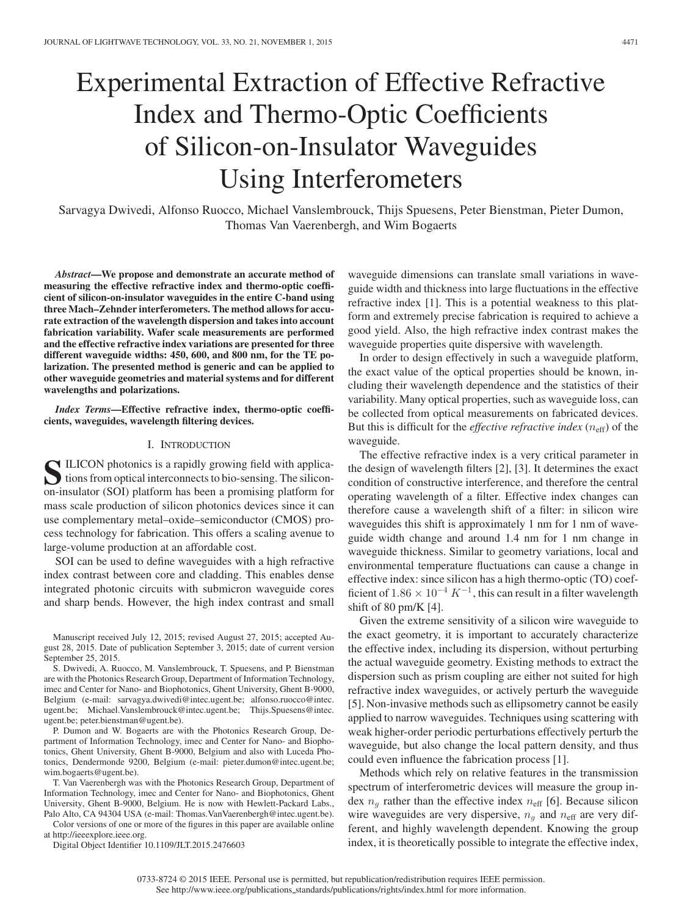# Experimental Extraction of Effective Refractive Index and Thermo-Optic Coefficients of Silicon-on-Insulator Waveguides Using Interferometers

Sarvagya Dwivedi, Alfonso Ruocco, Michael Vanslembrouck, Thijs Spuesens, Peter Bienstman, Pieter Dumon, Thomas Van Vaerenbergh, and Wim Bogaerts

***Abstract*—We propose and demonstrate an accurate method of measuring the effective refractive index and thermo-optic coefficient of silicon-on-insulator waveguides in the entire C-band using three Mach–Zehnder interferometers. The method allows for accurate extraction of the wavelength dispersion and takes into account fabrication variability. Wafer scale measurements are performed and the effective refractive index variations are presented for three different waveguide widths: 450, 600, and 800 nm, for the TE polarization. The presented method is generic and can be applied to other waveguide geometries and material systems and for different wavelengths and polarizations.**

***Index Terms*—Effective refractive index, thermo-optic coefficients, waveguides, wavelength filtering devices.**

## I. Introduction

Silicon photonics is a rapidly growing field with applications from optical interconnects to bio-sensing. The silicon-on-insulator (SOI) platform has been a promising platform for mass scale production of silicon photonics devices since it can use complementary metal–oxide–semiconductor (CMOS) process technology for fabrication. This offers a scaling avenue to large-volume production at an affordable cost.

SOI can be used to define waveguides with a high refractive index contrast between core and cladding. This enables dense integrated photonic circuits with submicron waveguide cores and sharp bends. However, the high index contrast and small waveguide dimensions can translate small variations in waveguide width and thickness into large fluctuations in the effective refractive index [1]. This is a potential weakness to this platform and extremely precise fabrication is required to achieve a good yield. Also, the high refractive index contrast makes the waveguide properties quite dispersive with wavelength.

In order to design effectively in such a waveguide platform, the exact value of the optical properties should be known, including their wavelength dependence and the statistics of their variability. Many optical properties, such as waveguide loss, can be collected from optical measurements on fabricated devices. But this is difficult for the *effective refractive index* ($n_{\text{eff}}$) of the waveguide.

The effective refractive index is a very critical parameter in the design of wavelength filters [2], [3]. It determines the exact condition of constructive interference, and therefore the central operating wavelength of a filter. Effective index changes can therefore cause a wavelength shift of a filter: in silicon wire waveguides this shift is approximately 1 nm for 1 nm of waveguide width change and around 1.4 nm for 1 nm change in waveguide thickness. Similar to geometry variations, local and environmental temperature fluctuations can cause a change in effective index: since silicon has a high thermo-optic (TO) coefficient of $1.86 \times 10^{-4}\ K^{-1}$, this can result in a filter wavelength shift of 80 pm/K [4].

Given the extreme sensitivity of a silicon wire waveguide to the exact geometry, it is important to accurately characterize the effective index, including its dispersion, without perturbing the actual waveguide geometry. Existing methods to extract the dispersion such as prism coupling are either not suited for high refractive index waveguides, or actively perturb the waveguide [5]. Non-invasive methods such as ellipsometry cannot be easily applied to narrow waveguides. Techniques using scattering with weak higher-order periodic perturbations effectively perturb the waveguide, but also change the local pattern density, and thus could even influence the fabrication process [1].

Methods which rely on relative features in the transmission spectrum of interferometric devices will measure the group index $n_g$ rather than the effective index $n_{\text{eff}}$ [6]. Because silicon wire waveguides are very dispersive, $n_g$ and $n_{\text{eff}}$ are very different, and highly wavelength dependent. Knowing the group index, it is theoretically possible to integrate the effective index,

Manuscript received July 12, 2015; revised August 27, 2015; accepted August 28, 2015. Date of publication September 3, 2015; date of current version September 25, 2015.

S. Dwivedi, A. Ruocco, M. Vanslembrouck, T. Spuesens, and P. Bienstman are with the Photonics Research Group, Department of Information Technology, imec and Center for Nano- and Biophotonics, Ghent University, Ghent B-9000, Belgium (e-mail: sarvagya.dwivedi@intec.ugent.be; alfonso.ruocco@intec.ugent.be; Michael.Vanslembrouck@intec.ugent.be; Thijs.Spuesens@intec.ugent.be; peter.bienstman@ugent.be).

P. Dumon and W. Bogaerts are with the Photonics Research Group, Department of Information Technology, imec and Center for Nano- and Biophotonics, Ghent University, Ghent B-9000, Belgium and also with Luceda Photonics, Dendermonde 9200, Belgium (e-mail: pieter.dumon@intec.ugent.be; wim.bogaerts@ugent.be).

T. Van Vaerenbergh was with the Photonics Research Group, Department of Information Technology, imec and Center for Nano- and Biophotonics, Ghent University, Ghent B-9000, Belgium. He is now with Hewlett-Packard Labs., Palo Alto, CA 94304 USA (e-mail: Thomas.VanVaerenbergh@intec.ugent.be).

Color versions of one or more of the figures in this paper are available online at http://ieeexplore.ieee.org.

Digital Object Identifier 10.1109/JLT.2015.2476603

0733-8724 © 2015 IEEE. Personal use is permitted, but republication/redistribution requires IEEE permission. See http://www.ieee.org/publications_standards/publications/rights/index.html for more information.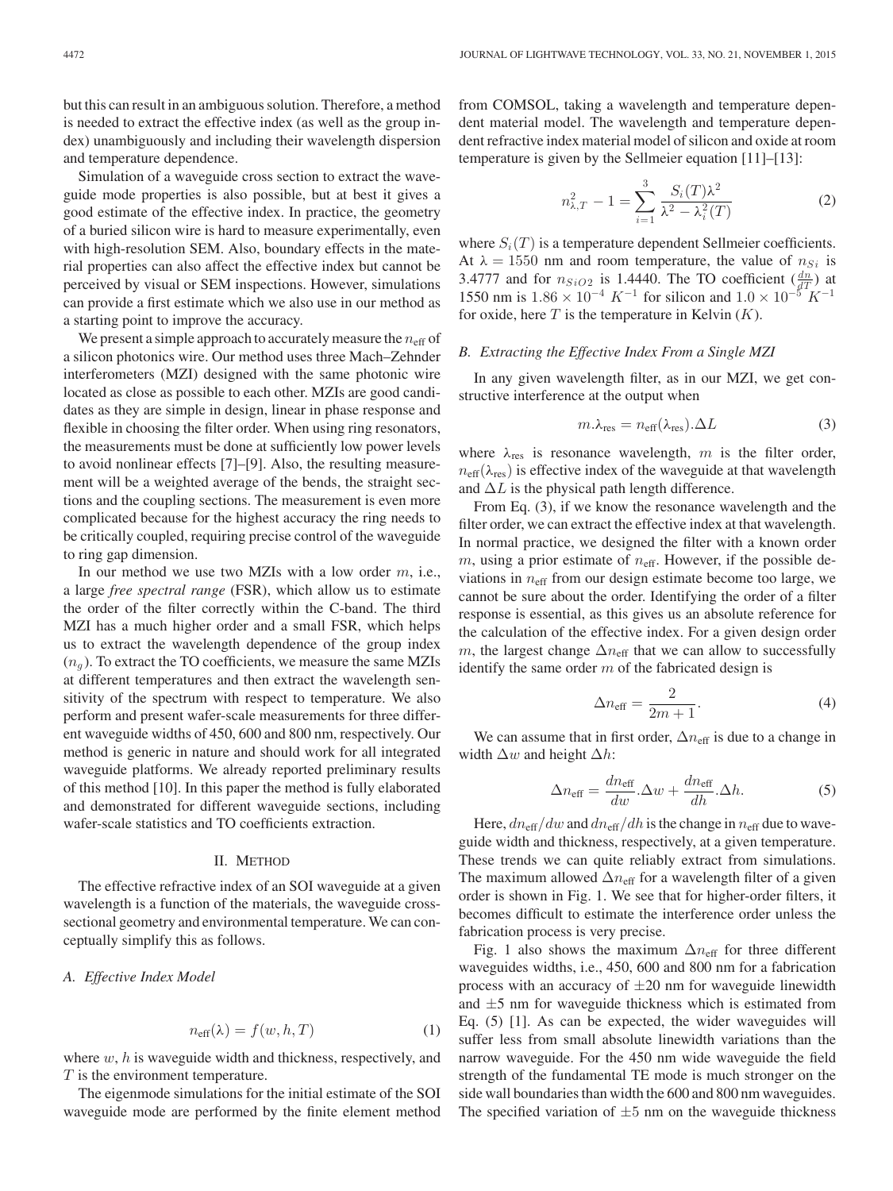but this can result in an ambiguous solution. Therefore, a method is needed to extract the effective index (as well as the group index) unambiguously and including their wavelength dispersion and temperature dependence.

Simulation of a waveguide cross section to extract the waveguide mode properties is also possible, but at best it gives a good estimate of the effective index. In practice, the geometry of a buried silicon wire is hard to measure experimentally, even with high-resolution SEM. Also, boundary effects in the material properties can also affect the effective index but cannot be perceived by visual or SEM inspections. However, simulations can provide a first estimate which we also use in our method as a starting point to improve the accuracy.

We present a simple approach to accurately measure the $n_{\text{eff}}$ of a silicon photonics wire. Our method uses three Mach–Zehnder interferometers (MZI) designed with the same photonic wire located as close as possible to each other. MZIs are good candidates as they are simple in design, linear in phase response and flexible in choosing the filter order. When using ring resonators, the measurements must be done at sufficiently low power levels to avoid nonlinear effects [7]–[9]. Also, the resulting measurement will be a weighted average of the bends, the straight sections and the coupling sections. The measurement is even more complicated because for the highest accuracy the ring needs to be critically coupled, requiring precise control of the waveguide to ring gap dimension.

In our method we use two MZIs with a low order $m$, i.e., a large *free spectral range* (FSR), which allow us to estimate the order of the filter correctly within the C-band. The third MZI has a much higher order and a small FSR, which helps us to extract the wavelength dependence of the group index ($n_g$). To extract the TO coefficients, we measure the same MZIs at different temperatures and then extract the wavelength sensitivity of the spectrum with respect to temperature. We also perform and present wafer-scale measurements for three different waveguide widths of 450, 600 and 800 nm, respectively. Our method is generic in nature and should work for all integrated waveguide platforms. We already reported preliminary results of this method [10]. In this paper the method is fully elaborated and demonstrated for different waveguide sections, including wafer-scale statistics and TO coefficients extraction.

## II. Method

The effective refractive index of an SOI waveguide at a given wavelength is a function of the materials, the waveguide cross-sectional geometry and environmental temperature. We can conceptually simplify this as follows.

### A. Effective Index Model

$$n_{\text{eff}}(\lambda) = f(w, h, T) \tag{1}$$

where $w$, $h$ is waveguide width and thickness, respectively, and $T$ is the environment temperature.

The eigenmode simulations for the initial estimate of the SOI waveguide mode are performed by the finite element method from COMSOL, taking a wavelength and temperature dependent material model. The wavelength and temperature dependent refractive index material model of silicon and oxide at room temperature is given by the Sellmeier equation [11]–[13]:

$$n_{\lambda,T}^2 - 1 = \sum_{i=1}^{3} \frac{S_i(T)\lambda^2}{\lambda^2 - \lambda_i^2(T)} \tag{2}$$

where $S_i(T)$ is a temperature dependent Sellmeier coefficients. At $\lambda = 1550$ nm and room temperature, the value of $n_{Si}$ is 3.4777 and for $n_{SiO2}$ is 1.4440. The TO coefficient ($\frac{dn}{dT}$) at 1550 nm is $1.86 \times 10^{-4}\ K^{-1}$ for silicon and $1.0 \times 10^{-5}\ K^{-1}$ for oxide, here $T$ is the temperature in Kelvin ($K$).

### B. Extracting the Effective Index From a Single MZI

In any given wavelength filter, as in our MZI, we get constructive interference at the output when

$$m.\lambda_{\text{res}} = n_{\text{eff}}(\lambda_{\text{res}}).\Delta L \tag{3}$$

where $\lambda_{\text{res}}$ is resonance wavelength, $m$ is the filter order, $n_{\text{eff}}(\lambda_{\text{res}})$ is effective index of the waveguide at that wavelength and $\Delta L$ is the physical path length difference.

From Eq. (3), if we know the resonance wavelength and the filter order, we can extract the effective index at that wavelength. In normal practice, we designed the filter with a known order $m$, using a prior estimate of $n_{\text{eff}}$. However, if the possible deviations in $n_{\text{eff}}$ from our design estimate become too large, we cannot be sure about the order. Identifying the order of a filter response is essential, as this gives us an absolute reference for the calculation of the effective index. For a given design order $m$, the largest change $\Delta n_{\text{eff}}$ that we can allow to successfully identify the same order $m$ of the fabricated design is

$$\Delta n_{\text{eff}} = \frac{2}{2m+1}. \tag{4}$$

We can assume that in first order, $\Delta n_{\text{eff}}$ is due to a change in width $\Delta w$ and height $\Delta h$:

$$\Delta n_{\text{eff}} = \frac{dn_{\text{eff}}}{dw}.\Delta w + \frac{dn_{\text{eff}}}{dh}.\Delta h. \tag{5}$$

Here, $dn_{\text{eff}}/dw$ and $dn_{\text{eff}}/dh$ is the change in $n_{\text{eff}}$ due to waveguide width and thickness, respectively, at a given temperature. These trends we can quite reliably extract from simulations. The maximum allowed $\Delta n_{\text{eff}}$ for a wavelength filter of a given order is shown in Fig. 1. We see that for higher-order filters, it becomes difficult to estimate the interference order unless the fabrication process is very precise.

Fig. 1 also shows the maximum $\Delta n_{\text{eff}}$ for three different waveguides widths, i.e., 450, 600 and 800 nm for a fabrication process with an accuracy of $\pm 20$ nm for waveguide linewidth and $\pm 5$ nm for waveguide thickness which is estimated from Eq. (5) [1]. As can be expected, the wider waveguides will suffer less from small absolute linewidth variations than the narrow waveguide. For the 450 nm wide waveguide the field strength of the fundamental TE mode is much stronger on the side wall boundaries than width the 600 and 800 nm waveguides. The specified variation of $\pm 5$ nm on the waveguide thickness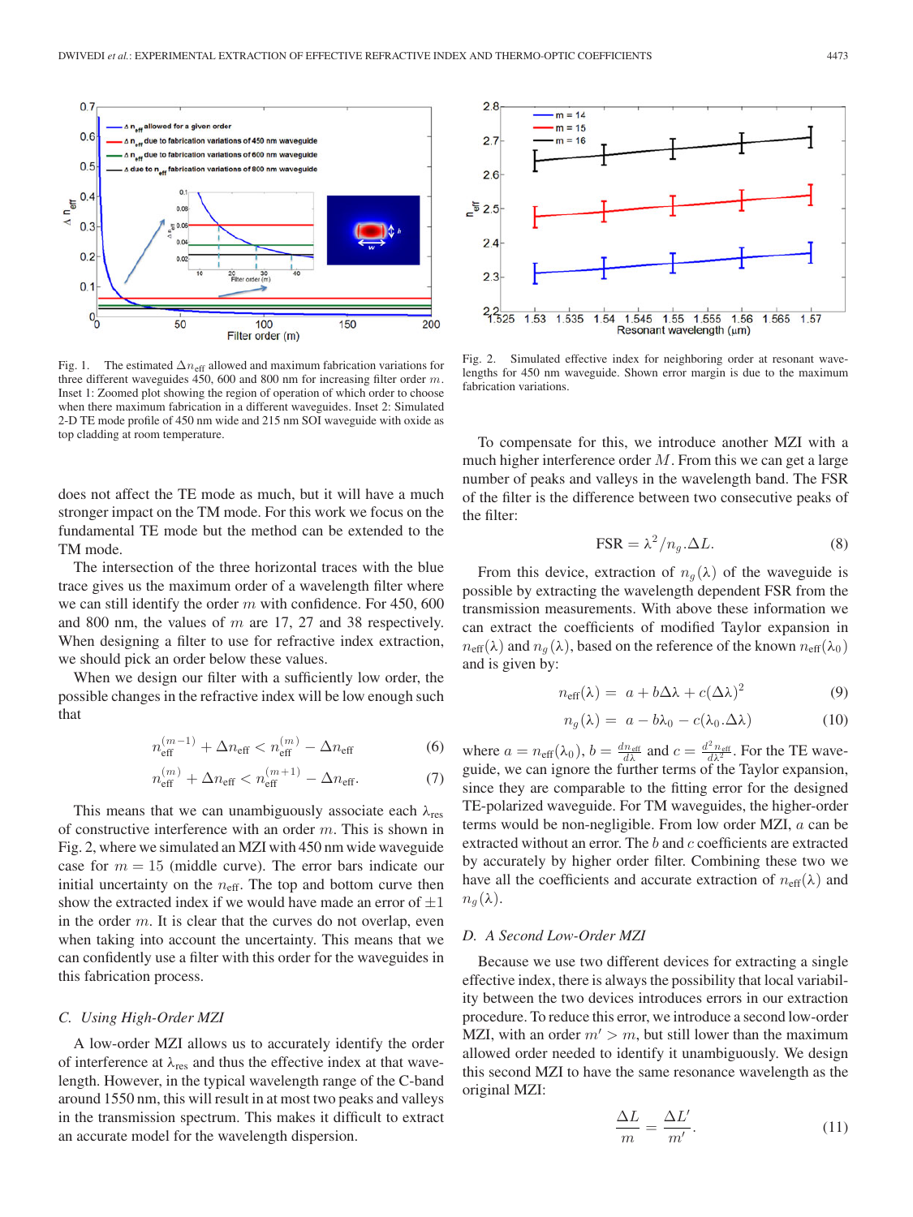Fig. 1. The estimated $\Delta n_{\text{eff}}$ allowed and maximum fabrication variations for three different waveguides 450, 600 and 800 nm for increasing filter order $m$. Inset 1: Zoomed plot showing the region of operation of which order to choose when there maximum fabrication in a different waveguides. Inset 2: Simulated 2-D TE mode profile of 450 nm wide and 215 nm SOI waveguide with oxide as top cladding at room temperature.

Fig. 2. Simulated effective index for neighboring order at resonant wavelengths for 450 nm waveguide. Shown error margin is due to the maximum fabrication variations.

does not affect the TE mode as much, but it will have a much stronger impact on the TM mode. For this work we focus on the fundamental TE mode but the method can be extended to the TM mode.

The intersection of the three horizontal traces with the blue trace gives us the maximum order of a wavelength filter where we can still identify the order $m$ with confidence. For 450, 600 and 800 nm, the values of $m$ are 17, 27 and 38 respectively. When designing a filter to use for refractive index extraction, we should pick an order below these values.

When we design our filter with a sufficiently low order, the possible changes in the refractive index will be low enough such that

$$n_{\text{eff}}^{(m-1)} + \Delta n_{\text{eff}} < n_{\text{eff}}^{(m)} - \Delta n_{\text{eff}} \tag{6}$$

$$n_{\text{eff}}^{(m)} + \Delta n_{\text{eff}} < n_{\text{eff}}^{(m+1)} - \Delta n_{\text{eff}}. \tag{7}$$

This means that we can unambiguously associate each $\lambda_{\text{res}}$ of constructive interference with an order $m$. This is shown in Fig. 2, where we simulated an MZI with 450 nm wide waveguide case for $m = 15$ (middle curve). The error bars indicate our initial uncertainty on the $n_{\text{eff}}$. The top and bottom curve then show the extracted index if we would have made an error of $\pm 1$ in the order $m$. It is clear that the curves do not overlap, even when taking into account the uncertainty. This means that we can confidently use a filter with this order for the waveguides in this fabrication process.

### C. Using High-Order MZI

A low-order MZI allows us to accurately identify the order of interference at $\lambda_{\text{res}}$ and thus the effective index at that wavelength. However, in the typical wavelength range of the C-band around 1550 nm, this will result in at most two peaks and valleys in the transmission spectrum. This makes it difficult to extract an accurate model for the wavelength dispersion.

To compensate for this, we introduce another MZI with a much higher interference order $M$. From this we can get a large number of peaks and valleys in the wavelength band. The FSR of the filter is the difference between two consecutive peaks of the filter:

$$\text{FSR} = \lambda^2 / n_g.\Delta L. \tag{8}$$

From this device, extraction of $n_g(\lambda)$ of the waveguide is possible by extracting the wavelength dependent FSR from the transmission measurements. With above these information we can extract the coefficients of modified Taylor expansion in $n_{\text{eff}}(\lambda)$ and $n_g(\lambda)$, based on the reference of the known $n_{\text{eff}}(\lambda_0)$ and is given by:

$$n_{\text{eff}}(\lambda) = a + b\Delta\lambda + c(\Delta\lambda)^2 \tag{9}$$

$$n_g(\lambda) = a - b\lambda_0 - c(\lambda_0.\Delta\lambda) \tag{10}$$

where $a = n_{\text{eff}}(\lambda_0)$, $b = \frac{dn_{\text{eff}}}{d\lambda}$ and $c = \frac{d^2 n_{\text{eff}}}{d\lambda^2}$. For the TE waveguide, we can ignore the further terms of the Taylor expansion, since they are comparable to the fitting error for the designed TE-polarized waveguide. For TM waveguides, the higher-order terms would be non-negligible. From low order MZI, $a$ can be extracted without an error. The $b$ and $c$ coefficients are extracted by accurately by higher order filter. Combining these two we have all the coefficients and accurate extraction of $n_{\text{eff}}(\lambda)$ and $n_g(\lambda)$.

### D. A Second Low-Order MZI

Because we use two different devices for extracting a single effective index, there is always the possibility that local variability between the two devices introduces errors in our extraction procedure. To reduce this error, we introduce a second low-order MZI, with an order $m' > m$, but still lower than the maximum allowed order needed to identify it unambiguously. We design this second MZI to have the same resonance wavelength as the original MZI:

$$\frac{\Delta L}{m} = \frac{\Delta L'}{m'}. \tag{11}$$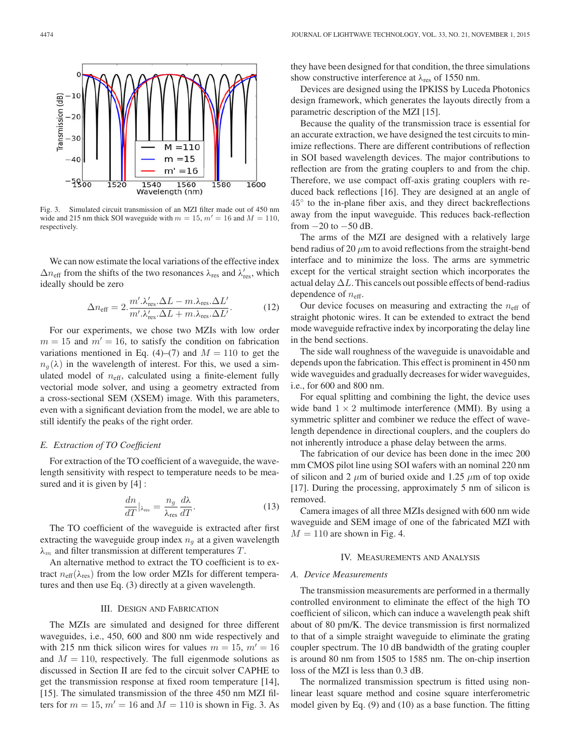Fig. 3. Simulated circuit transmission of an MZI filter made out of 450 nm wide and 215 nm thick SOI waveguide with $m = 15$, $m' = 16$ and $M = 110$, respectively.

We can now estimate the local variations of the effective index $\Delta n_{\text{eff}}$ from the shifts of the two resonances $\lambda_{\text{res}}$ and $\lambda'_{\text{res}}$, which ideally should be zero

$$\Delta n_{\text{eff}} = 2.\frac{m'.\lambda'_{\text{res}}.\Delta L - m.\lambda_{\text{res}}.\Delta L'}{m'.\lambda'_{\text{res}}.\Delta L + m.\lambda_{\text{res}}.\Delta L'}. \tag{12}$$

For our experiments, we chose two MZIs with low order $m = 15$ and $m' = 16$, to satisfy the condition on fabrication variations mentioned in Eq. (4)–(7) and $M = 110$ to get the $n_g(\lambda)$ in the wavelength of interest. For this, we used a simulated model of $n_{\text{eff}}$, calculated using a finite-element fully vectorial mode solver, and using a geometry extracted from a cross-sectional SEM (XSEM) image. With this parameters, even with a significant deviation from the model, we are able to still identify the peaks of the right order.

### E. Extraction of TO Coefficient

For extraction of the TO coefficient of a waveguide, the wavelength sensitivity with respect to temperature needs to be measured and it is given by [4] :

$$\frac{dn}{dT}\Big|_{\lambda_{\text{res}}} = \frac{n_g}{\lambda_{\text{res}}}\frac{d\lambda}{dT}. \tag{13}$$

The TO coefficient of the waveguide is extracted after first extracting the waveguide group index $n_g$ at a given wavelength $\lambda_m$ and filter transmission at different temperatures $T$.

An alternative method to extract the TO coefficient is to extract $n_{\text{eff}}(\lambda_{\text{res}})$ from the low order MZIs for different temperatures and then use Eq. (3) directly at a given wavelength.

## III. Design and Fabrication

The MZIs are simulated and designed for three different waveguides, i.e., 450, 600 and 800 nm wide respectively and with 215 nm thick silicon wires for values $m = 15$, $m' = 16$ and $M = 110$, respectively. The full eigenmode solutions as discussed in Section II are fed to the circuit solver CAPHE to get the transmission response at fixed room temperature [14], [15]. The simulated transmission of the three 450 nm MZI filters for $m = 15$, $m' = 16$ and $M = 110$ is shown in Fig. 3. As they have been designed for that condition, the three simulations show constructive interference at $\lambda_{\text{res}}$ of 1550 nm.

Devices are designed using the IPKISS by Luceda Photonics design framework, which generates the layouts directly from a parametric description of the MZI [15].

Because the quality of the transmission trace is essential for an accurate extraction, we have designed the test circuits to minimize reflections. There are different contributions of reflection in SOI based wavelength devices. The major contributions to reflection are from the grating couplers to and from the chip. Therefore, we use compact off-axis grating couplers with reduced back reflections [16]. They are designed at an angle of 45° to the in-plane fiber axis, and they direct backreflections away from the input waveguide. This reduces back-reflection from −20 to −50 dB.

The arms of the MZI are designed with a relatively large bend radius of 20 $\mu$m to avoid reflections from the straight-bend interface and to minimize the loss. The arms are symmetric except for the vertical straight section which incorporates the actual delay $\Delta L$. This cancels out possible effects of bend-radius dependence of $n_{\text{eff}}$.

Our device focuses on measuring and extracting the $n_{\text{eff}}$ of straight photonic wires. It can be extended to extract the bend mode waveguide refractive index by incorporating the delay line in the bend sections.

The side wall roughness of the waveguide is unavoidable and depends upon the fabrication. This effect is prominent in 450 nm wide waveguides and gradually decreases for wider waveguides, i.e., for 600 and 800 nm.

For equal splitting and combining the light, the device uses wide band $1 \times 2$ multimode interference (MMI). By using a symmetric splitter and combiner we reduce the effect of wavelength dependence in directional couplers, and the couplers do not inherently introduce a phase delay between the arms.

The fabrication of our device has been done in the imec 200 mm CMOS pilot line using SOI wafers with an nominal 220 nm of silicon and 2 $\mu$m of buried oxide and 1.25 $\mu$m of top oxide [17]. During the processing, approximately 5 nm of silicon is removed.

Camera images of all three MZIs designed with 600 nm wide waveguide and SEM image of one of the fabricated MZI with $M = 110$ are shown in Fig. 4.

## IV. Measurements and Analysis

### A. Device Measurements

The transmission measurements are performed in a thermally controlled environment to eliminate the effect of the high TO coefficient of silicon, which can induce a wavelength peak shift about of 80 pm/K. The device transmission is first normalized to that of a simple straight waveguide to eliminate the grating coupler spectrum. The 10 dB bandwidth of the grating coupler is around 80 nm from 1505 to 1585 nm. The on-chip insertion loss of the MZI is less than 0.3 dB.

The normalized transmission spectrum is fitted using non-linear least square method and cosine square interferometric model given by Eq. (9) and (10) as a base function. The fitting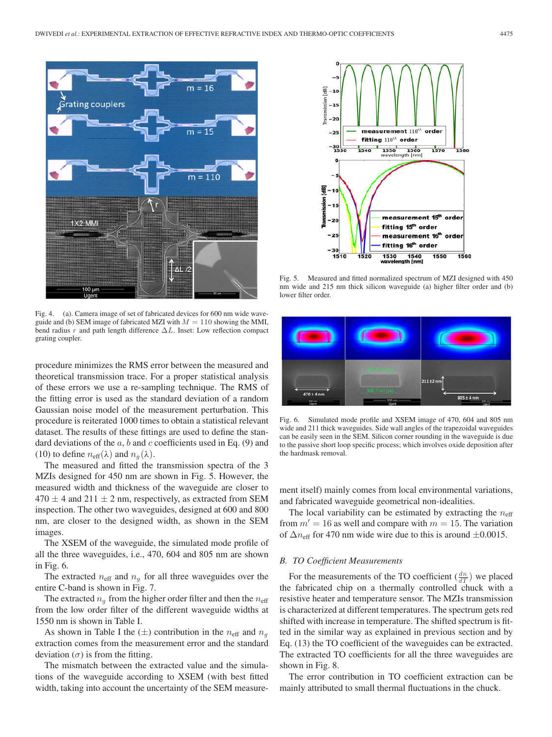Fig. 4. (a). Camera image of set of fabricated devices for 600 nm wide waveguide and (b) SEM image of fabricated MZI with $M = 110$ showing the MMI, bend radius $r$ and path length difference $\Delta L$. Inset: Low reflection compact grating coupler.

Fig. 5. Measured and fitted normalized spectrum of MZI designed with 450 nm wide and 215 nm thick silicon waveguide (a) higher filter order and (b) lower filter order.

procedure minimizes the RMS error between the measured and theoretical transmission trace. For a proper statistical analysis of these errors we use a re-sampling technique. The RMS of the fitting error is used as the standard deviation of a random Gaussian noise model of the measurement perturbation. This procedure is reiterated 1000 times to obtain a statistical relevant dataset. The results of these fittings are used to define the standard deviations of the $a$, $b$ and $c$ coefficients used in Eq. (9) and (10) to define $n_{\text{eff}}(\lambda)$ and $n_g(\lambda)$.

The measured and fitted transmission spectra of the 3 MZIs designed for 450 nm are shown in Fig. 5. However, the measured width and thickness of the waveguide are closer to $470 \pm 4$ and $211 \pm 2$ nm, respectively, as extracted from SEM inspection. The other two waveguides, designed at 600 and 800 nm, are closer to the designed width, as shown in the SEM images.

The XSEM of the waveguide, the simulated mode profile of all the three waveguides, i.e., 470, 604 and 805 nm are shown in Fig. 6.

The extracted $n_{\text{eff}}$ and $n_g$ for all three waveguides over the entire C-band is shown in Fig. 7.

The extracted $n_g$ from the higher order filter and then the $n_{\text{eff}}$ from the low order filter of the different waveguide widths at 1550 nm is shown in Table I.

As shown in Table I the ($\pm$) contribution in the $n_{\text{eff}}$ and $n_g$ extraction comes from the measurement error and the standard deviation ($\sigma$) is from the fitting.

The mismatch between the extracted value and the simulations of the waveguide according to XSEM (with best fitted width, taking into account the uncertainty of the SEM measurement itself) mainly comes from local environmental variations, and fabricated waveguide geometrical non-idealities.

Fig. 6. Simulated mode profile and XSEM image of 470, 604 and 805 nm wide and 211 nm thick waveguides. Side wall angles of the trapezoidal waveguides can be easily seen in the SEM. Silicon corner rounding in the waveguide is due to the passive short loop specific process; which involves oxide deposition after the hardmask removal.

The local variability can be estimated by extracting the $n_{\text{eff}}$ from $m' = 16$ as well and compare with $m = 15$. The variation of $\Delta n_{\text{eff}}$ for 470 nm wide wire due to this is around $\pm 0.0015$.

### B. TO Coefficient Measurements

For the measurements of the TO coefficient ($\frac{dn}{dT}$) we placed the fabricated chip on a thermally controlled chuck with a resistive heater and temperature sensor. The MZIs transmission is characterized at different temperatures. The spectrum gets red shifted with increase in temperature. The shifted spectrum is fitted in the similar way as explained in previous section and by Eq. (13) the TO coefficient of the waveguides can be extracted. The extracted TO coefficients for all the three waveguides are shown in Fig. 8.

The error contribution in TO coefficient extraction can be mainly attributed to small thermal fluctuations in the chuck.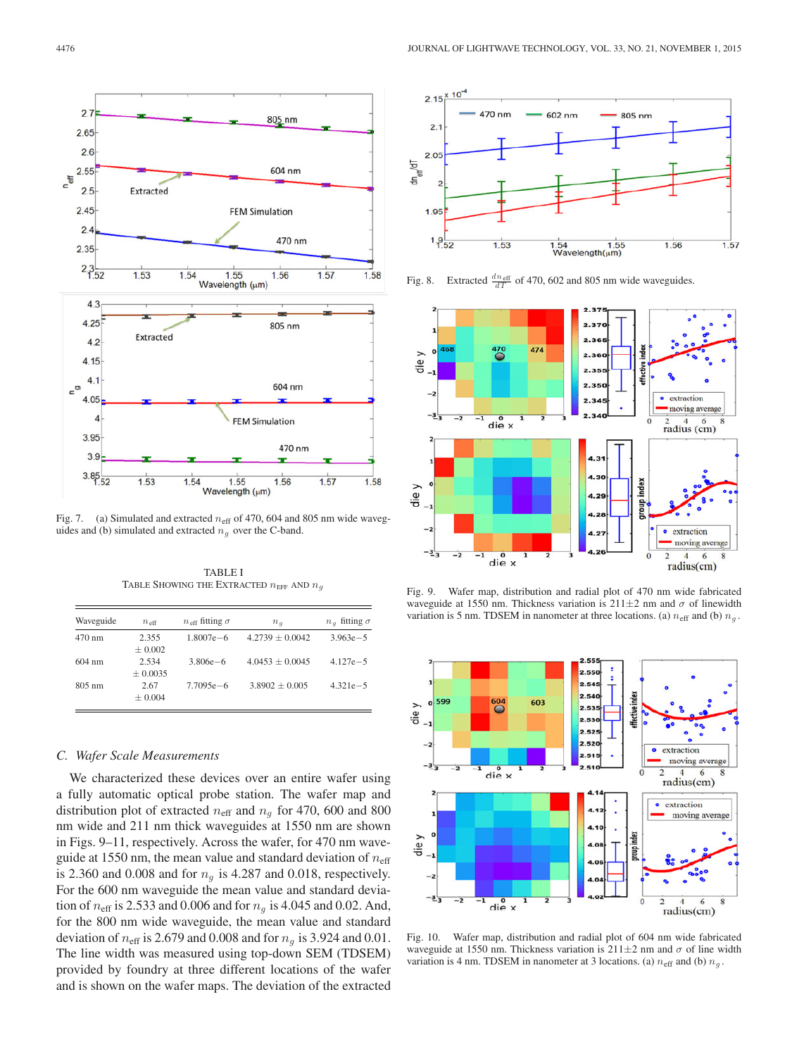Fig. 7. (a) Simulated and extracted $n_{\text{eff}}$ of 470, 604 and 805 nm wide waveguides and (b) simulated and extracted $n_g$ over the C-band.

TABLE I
TABLE SHOWING THE EXTRACTED $n_{\text{EFF}}$ AND $n_g$

| Waveguide | $n_{\text{eff}}$ | $n_{\text{eff}}$ fitting $\sigma$ | $n_g$ | $n_g$ fitting $\sigma$ |
|---|---|---|---|---|
| 470 nm | 2.355 $\pm$ 0.002 | 1.8007e−6 | 4.2739 $\pm$ 0.0042 | 3.963e−5 |
| 604 nm | 2.534 $\pm$ 0.0035 | 3.806e−6 | 4.0453 $\pm$ 0.0045 | 4.127e−5 |
| 805 nm | 2.67 $\pm$ 0.004 | 7.7095e−6 | 3.8902 $\pm$ 0.005 | 4.321e−5 |

### C. *Wafer Scale Measurements*

We characterized these devices over an entire wafer using a fully automatic optical probe station. The wafer map and distribution plot of extracted $n_{\text{eff}}$ and $n_g$ for 470, 600 and 800 nm wide and 211 nm thick waveguides at 1550 nm are shown in Figs. 9–11, respectively. Across the wafer, for 470 nm waveguide at 1550 nm, the mean value and standard deviation of $n_{\text{eff}}$ is 2.360 and 0.008 and for $n_g$ is 4.287 and 0.018, respectively. For the 600 nm waveguide the mean value and standard deviation of $n_{\text{eff}}$ is 2.533 and 0.006 and for $n_g$ is 4.045 and 0.02. And, for the 800 nm wide waveguide, the mean value and standard deviation of $n_{\text{eff}}$ is 2.679 and 0.008 and for $n_g$ is 3.924 and 0.01. The line width was measured using top-down SEM (TDSEM) provided by foundry at three different locations of the wafer and is shown on the wafer maps. The deviation of the extracted

Fig. 8. Extracted $\frac{dn_{\text{eff}}}{dT}$ of 470, 602 and 805 nm wide waveguides.

Fig. 9. Wafer map, distribution and radial plot of 470 nm wide fabricated waveguide at 1550 nm. Thickness variation is 211$\pm$2 nm and $\sigma$ of linewidth variation is 5 nm. TDSEM in nanometer at three locations. (a) $n_{\text{eff}}$ and (b) $n_g$.

Fig. 10. Wafer map, distribution and radial plot of 604 nm wide fabricated waveguide at 1550 nm. Thickness variation is 211$\pm$2 nm and $\sigma$ of line width variation is 4 nm. TDSEM in nanometer at 3 locations. (a) $n_{\text{eff}}$ and (b) $n_g$.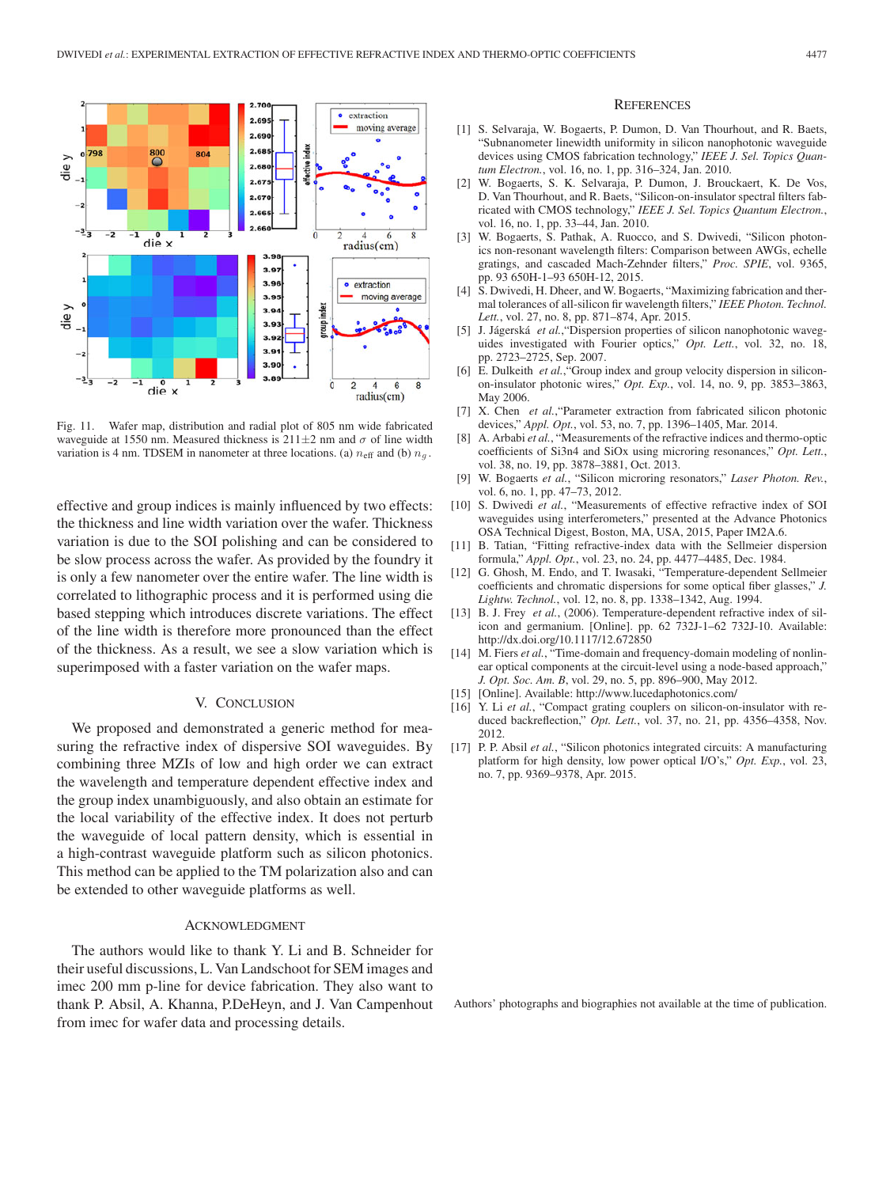2
1
0 798 800 804
−1
−2
−3
die y
−3 −2 −1 0 1 2 3
die x

2.700
2.695
2.690
2.685
2.680
2.675
2.670
2.665
2.660
effective index

extraction
moving average
0 2 4 6 8
radius(cm)

2
1
0
−1
−2
−3
die y
−3 −2 −1 0 1 2 3
die x

3.98
3.97
3.96
3.95
3.94
3.93
3.92
3.91
3.90
3.89
group index

extraction
moving average
0 2 4 6 8
radius(cm)

Fig. 11. Wafer map, distribution and radial plot of 805 nm wide fabricated waveguide at 1550 nm. Measured thickness is 211±2 nm and $\sigma$ of line width variation is 4 nm. TDSEM in nanometer at three locations. (a) $n_{\mathrm{eff}}$ and (b) $n_g$.

effective and group indices is mainly influenced by two effects: the thickness and line width variation over the wafer. Thickness variation is due to the SOI polishing and can be considered to be slow process across the wafer. As provided by the foundry it is only a few nanometer over the entire wafer. The line width is correlated to lithographic process and it is performed using die based stepping which introduces discrete variations. The effect of the line width is therefore more pronounced than the effect of the thickness. As a result, we see a slow variation which is superimposed with a faster variation on the wafer maps.

## V. Conclusion

We proposed and demonstrated a generic method for measuring the refractive index of dispersive SOI waveguides. By combining three MZIs of low and high order we can extract the wavelength and temperature dependent effective index and the group index unambiguously, and also obtain an estimate for the local variability of the effective index. It does not perturb the waveguide of local pattern density, which is essential in a high-contrast waveguide platform such as silicon photonics. This method can be applied to the TM polarization also and can be extended to other waveguide platforms as well.

## Acknowledgment

The authors would like to thank Y. Li and B. Schneider for their useful discussions, L. Van Landschoot for SEM images and imec 200 mm p-line for device fabrication. They also want to thank P. Absil, A. Khanna, P.DeHeyn, and J. Van Campenhout from imec for wafer data and processing details.

## References

[1] S. Selvaraja, W. Bogaerts, P. Dumon, D. Van Thourhout, and R. Baets, "Subnanometer linewidth uniformity in silicon nanophotonic waveguide devices using CMOS fabrication technology," *IEEE J. Sel. Topics Quantum Electron.*, vol. 16, no. 1, pp. 316–324, Jan. 2010.

[2] W. Bogaerts, S. K. Selvaraja, P. Dumon, J. Brouckaert, K. De Vos, D. Van Thourhout, and R. Baets, "Silicon-on-insulator spectral filters fabricated with CMOS technology," *IEEE J. Sel. Topics Quantum Electron.*, vol. 16, no. 1, pp. 33–44, Jan. 2010.

[3] W. Bogaerts, S. Pathak, A. Ruocco, and S. Dwivedi, "Silicon photonics non-resonant wavelength filters: Comparison between AWGs, echelle gratings, and cascaded Mach-Zehnder filters," *Proc. SPIE*, vol. 9365, pp. 93 650H-1–93 650H-12, 2015.

[4] S. Dwivedi, H. Dheer, and W. Bogaerts, "Maximizing fabrication and thermal tolerances of all-silicon fir wavelength filters," *IEEE Photon. Technol. Lett.*, vol. 27, no. 8, pp. 871–874, Apr. 2015.

[5] J. Jágerská *et al.*,"Dispersion properties of silicon nanophotonic waveguides investigated with Fourier optics," *Opt. Lett.*, vol. 32, no. 18, pp. 2723–2725, Sep. 2007.

[6] E. Dulkeith *et al.*,"Group index and group velocity dispersion in silicon-on-insulator photonic wires," *Opt. Exp.*, vol. 14, no. 9, pp. 3853–3863, May 2006.

[7] X. Chen *et al.*,"Parameter extraction from fabricated silicon photonic devices," *Appl. Opt.*, vol. 53, no. 7, pp. 1396–1405, Mar. 2014.

[8] A. Arbabi *et al.*, "Measurements of the refractive indices and thermo-optic coefficients of Si3n4 and SiOx using microring resonances," *Opt. Lett.*, vol. 38, no. 19, pp. 3878–3881, Oct. 2013.

[9] W. Bogaerts *et al.*, "Silicon microring resonators," *Laser Photon. Rev.*, vol. 6, no. 1, pp. 47–73, 2012.

[10] S. Dwivedi *et al.*, "Measurements of effective refractive index of SOI waveguides using interferometers," presented at the Advance Photonics OSA Technical Digest, Boston, MA, USA, 2015, Paper IM2A.6.

[11] B. Tatian, "Fitting refractive-index data with the Sellmeier dispersion formula," *Appl. Opt.*, vol. 23, no. 24, pp. 4477–4485, Dec. 1984.

[12] G. Ghosh, M. Endo, and T. Iwasaki, "Temperature-dependent Sellmeier coefficients and chromatic dispersions for some optical fiber glasses," *J. Lightw. Technol.*, vol. 12, no. 8, pp. 1338–1342, Aug. 1994.

[13] B. J. Frey *et al.*, (2006). Temperature-dependent refractive index of silicon and germanium. [Online]. pp. 62 732J-1–62 732J-10. Available: http://dx.doi.org/10.1117/12.672850

[14] M. Fiers *et al.*, "Time-domain and frequency-domain modeling of nonlinear optical components at the circuit-level using a node-based approach," *J. Opt. Soc. Am. B*, vol. 29, no. 5, pp. 896–900, May 2012.

[15] [Online]. Available: http://www.lucedaphotonics.com/

[16] Y. Li *et al.*, "Compact grating couplers on silicon-on-insulator with reduced backreflection," *Opt. Lett.*, vol. 37, no. 21, pp. 4356–4358, Nov. 2012.

[17] P. P. Absil *et al.*, "Silicon photonics integrated circuits: A manufacturing platform for high density, low power optical I/O's," *Opt. Exp.*, vol. 23, no. 7, pp. 9369–9378, Apr. 2015.

Authors' photographs and biographies not available at the time of publication.